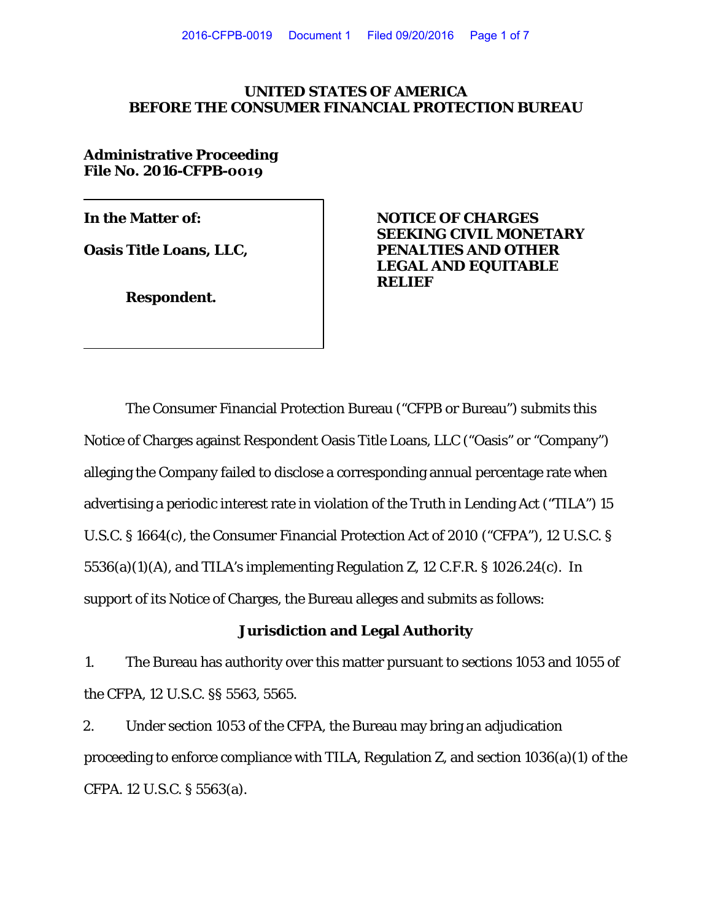**UNITED STATES OF AMERICA**
**BEFORE THE CONSUMER FINANCIAL PROTECTION BUREAU**

**Administrative Proceeding**
**File No. 2016-CFPB-0019**

| | |
|---|---|
| **In the Matter of:**<br><br>**Oasis Title Loans, LLC,**<br><br>**Respondent.** | **NOTICE OF CHARGES SEEKING CIVIL MONETARY PENALTIES AND OTHER LEGAL AND EQUITABLE RELIEF** |

The Consumer Financial Protection Bureau ("CFPB or Bureau") submits this Notice of Charges against Respondent Oasis Title Loans, LLC ("Oasis" or "Company") alleging the Company failed to disclose a corresponding annual percentage rate when advertising a periodic interest rate in violation of the Truth in Lending Act ("TILA") 15 U.S.C. § 1664(c), the Consumer Financial Protection Act of 2010 ("CFPA"), 12 U.S.C. § 5536(a)(1)(A), and TILA's implementing Regulation Z, 12 C.F.R. § 1026.24(c). In support of its Notice of Charges, the Bureau alleges and submits as follows:

## Jurisdiction and Legal Authority

1. The Bureau has authority over this matter pursuant to sections 1053 and 1055 of the CFPA, 12 U.S.C. §§ 5563, 5565.

2. Under section 1053 of the CFPA, the Bureau may bring an adjudication proceeding to enforce compliance with TILA, Regulation Z, and section 1036(a)(1) of the CFPA. 12 U.S.C. § 5563(a).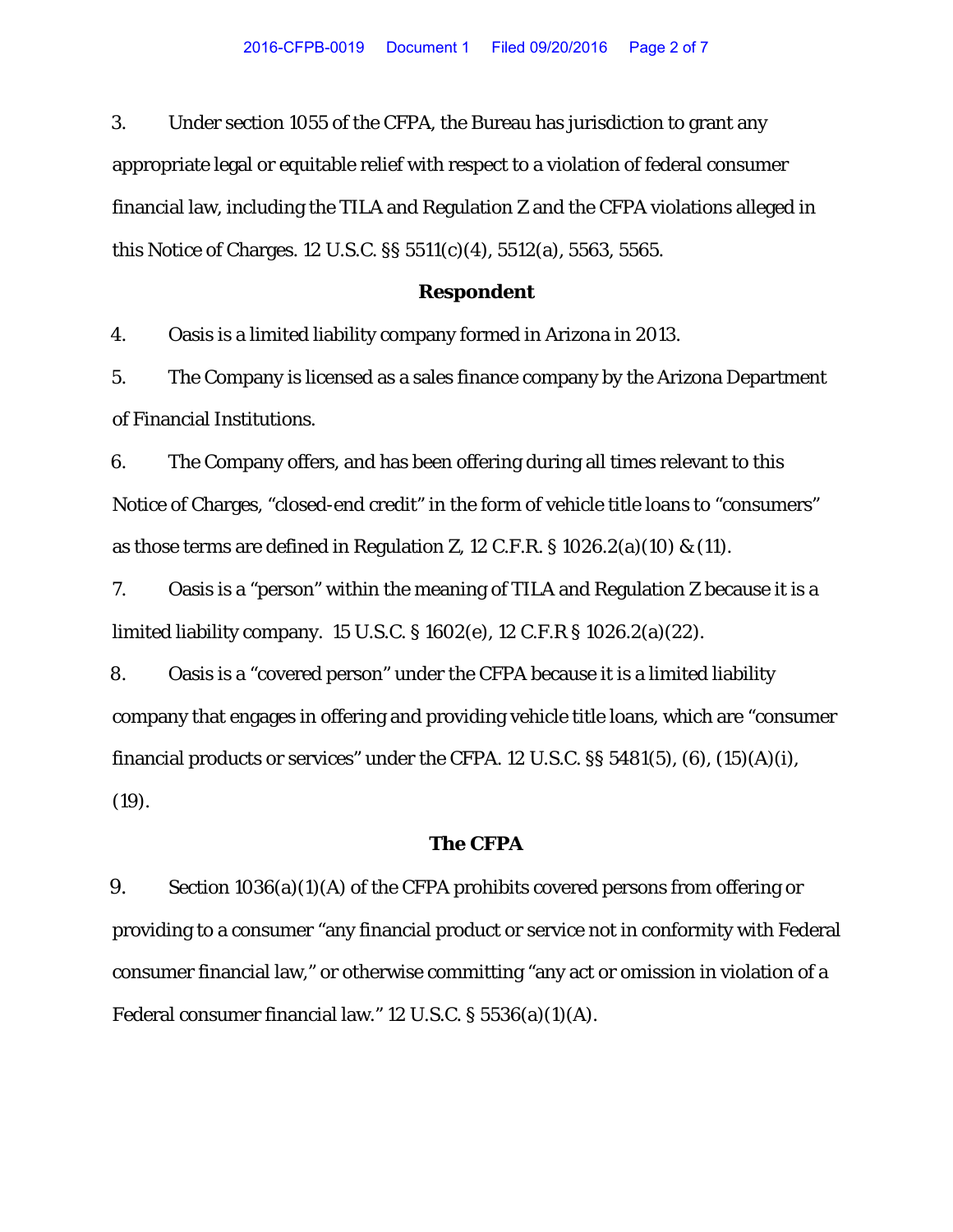3. Under section 1055 of the CFPA, the Bureau has jurisdiction to grant any appropriate legal or equitable relief with respect to a violation of federal consumer financial law, including the TILA and Regulation Z and the CFPA violations alleged in this Notice of Charges. 12 U.S.C. §§ 5511(c)(4), 5512(a), 5563, 5565.

### Respondent

4. Oasis is a limited liability company formed in Arizona in 2013.

5. The Company is licensed as a sales finance company by the Arizona Department of Financial Institutions.

6. The Company offers, and has been offering during all times relevant to this Notice of Charges, "closed-end credit" in the form of vehicle title loans to "consumers" as those terms are defined in Regulation Z, 12 C.F.R. § 1026.2(a)(10) & (11).

7. Oasis is a "person" within the meaning of TILA and Regulation Z because it is a limited liability company. 15 U.S.C. § 1602(e), 12 C.F.R § 1026.2(a)(22).

8. Oasis is a "covered person" under the CFPA because it is a limited liability company that engages in offering and providing vehicle title loans, which are "consumer financial products or services" under the CFPA. 12 U.S.C. §§ 5481(5), (6), (15)(A)(i), (19).

### The CFPA

9. Section 1036(a)(1)(A) of the CFPA prohibits covered persons from offering or providing to a consumer "any financial product or service not in conformity with Federal consumer financial law," or otherwise committing "any act or omission in violation of a Federal consumer financial law." 12 U.S.C. § 5536(a)(1)(A).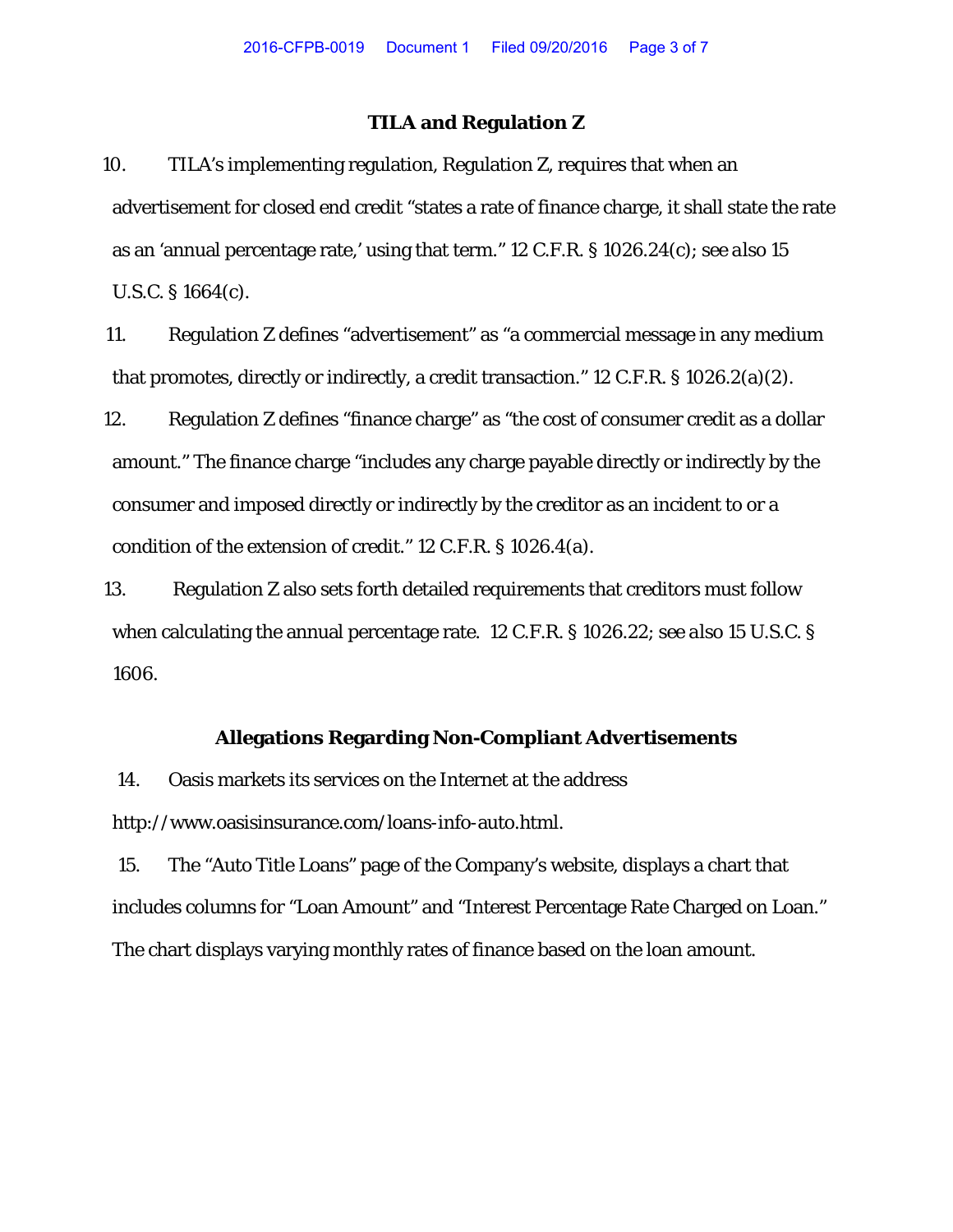## TILA and Regulation Z

10. TILA's implementing regulation, Regulation Z, requires that when an advertisement for closed end credit "states a rate of finance charge, it shall state the rate as an 'annual percentage rate,' using that term." 12 C.F.R. § 1026.24(c); *see also* 15 U.S.C. § 1664(c).

11. Regulation Z defines "advertisement" as "a commercial message in any medium that promotes, directly or indirectly, a credit transaction." 12 C.F.R. § 1026.2(a)(2).

12. Regulation Z defines "finance charge" as "the cost of consumer credit as a dollar amount." The finance charge "includes any charge payable directly or indirectly by the consumer and imposed directly or indirectly by the creditor as an incident to or a condition of the extension of credit." 12 C.F.R. § 1026.4(a).

13. Regulation Z also sets forth detailed requirements that creditors must follow when calculating the annual percentage rate. 12 C.F.R. § 1026.22; *see also* 15 U.S.C. § 1606.

## Allegations Regarding Non-Compliant Advertisements

14. Oasis markets its services on the Internet at the address http://www.oasisinsurance.com/loans-info-auto.html.

15. The "Auto Title Loans" page of the Company's website, displays a chart that includes columns for "Loan Amount" and "Interest Percentage Rate Charged on Loan." The chart displays varying monthly rates of finance based on the loan amount.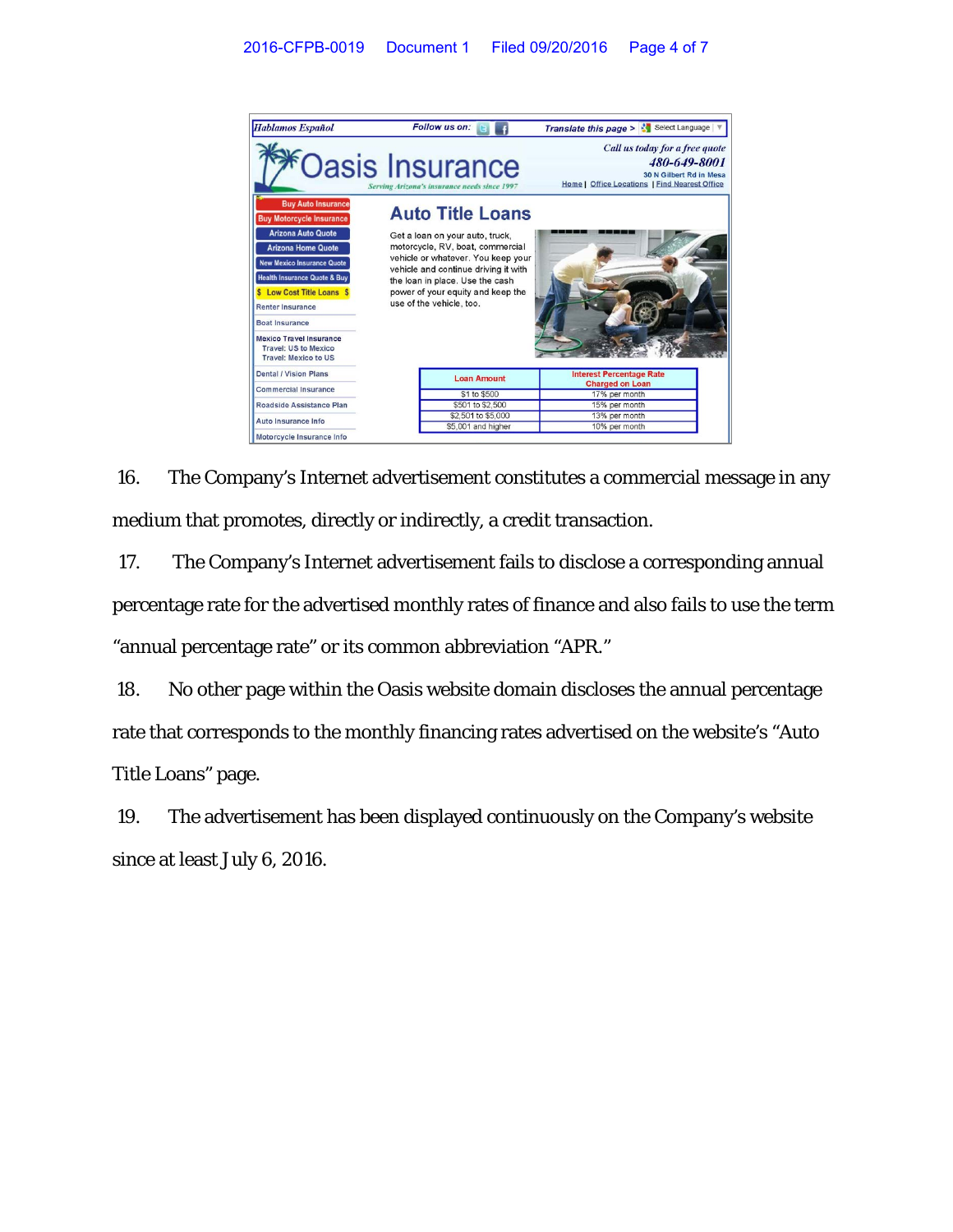Hablamos Español | Follow us on: | Translate this page > Select Language

**Oasis Insurance**

Serving Arizona's insurance needs since 1997

Call us today for a free quote
480-649-8001
30 N Gilbert Rd in Mesa
Home | Office Locations | Find Nearest Office

- Buy Auto Insurance
- Buy Motorcycle Insurance
- Arizona Auto Quote
- Arizona Home Quote
- New Mexico Insurance Quote
- Health Insurance Quote & Buy
- $ Low Cost Title Loans $
- Renter Insurance
- Boat Insurance
- Mexico Travel Insurance
  - Travel: US to Mexico
  - Travel: Mexico to US
- Dental / Vision Plans
- Commercial Insurance
- Roadside Assistance Plan
- Auto Insurance Info
- Motorcycle Insurance Info

## Auto Title Loans

Get a loan on your auto, truck, motorcycle, RV, boat, commercial vehicle or whatever. You keep your vehicle and continue driving it with the loan in place. Use the cash power of your equity and keep the use of the vehicle, too.

| Loan Amount | Interest Percentage Rate Charged on Loan |
|---|---|
| $1 to $500 | 17% per month |
| $501 to $2,500 | 15% per month |
| $2,501 to $5,000 | 13% per month |
| $5,001 and higher | 10% per month |

16. The Company's Internet advertisement constitutes a commercial message in any medium that promotes, directly or indirectly, a credit transaction.

17. The Company's Internet advertisement fails to disclose a corresponding annual percentage rate for the advertised monthly rates of finance and also fails to use the term "annual percentage rate" or its common abbreviation "APR."

18. No other page within the Oasis website domain discloses the annual percentage rate that corresponds to the monthly financing rates advertised on the website's "Auto Title Loans" page.

19. The advertisement has been displayed continuously on the Company's website since at least July 6, 2016.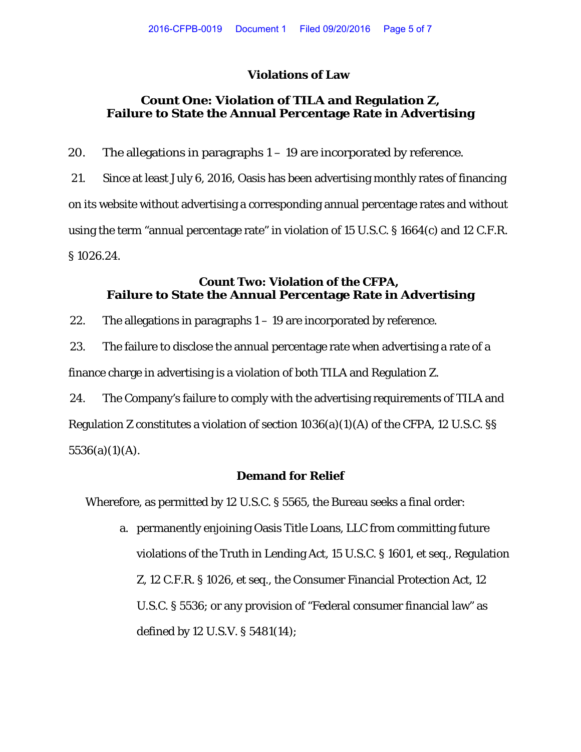## Violations of Law

### Count One: Violation of TILA and Regulation Z, Failure to State the Annual Percentage Rate in Advertising

20. The allegations in paragraphs 1 – 19 are incorporated by reference.

21. Since at least July 6, 2016, Oasis has been advertising monthly rates of financing on its website without advertising a corresponding annual percentage rates and without using the term "annual percentage rate" in violation of 15 U.S.C. § 1664(c) and 12 C.F.R. § 1026.24.

### Count Two: Violation of the CFPA, Failure to State the Annual Percentage Rate in Advertising

22. The allegations in paragraphs 1 – 19 are incorporated by reference.

23. The failure to disclose the annual percentage rate when advertising a rate of a finance charge in advertising is a violation of both TILA and Regulation Z.

24. The Company's failure to comply with the advertising requirements of TILA and Regulation Z constitutes a violation of section 1036(a)(1)(A) of the CFPA, 12 U.S.C. §§ 5536(a)(1)(A).

## Demand for Relief

Wherefore, as permitted by 12 U.S.C. § 5565, the Bureau seeks a final order:

a. permanently enjoining Oasis Title Loans, LLC from committing future violations of the Truth in Lending Act, 15 U.S.C. § 1601, et seq., Regulation Z, 12 C.F.R. § 1026, et seq., the Consumer Financial Protection Act, 12 U.S.C. § 5536; or any provision of "Federal consumer financial law" as defined by 12 U.S.V. § 5481(14);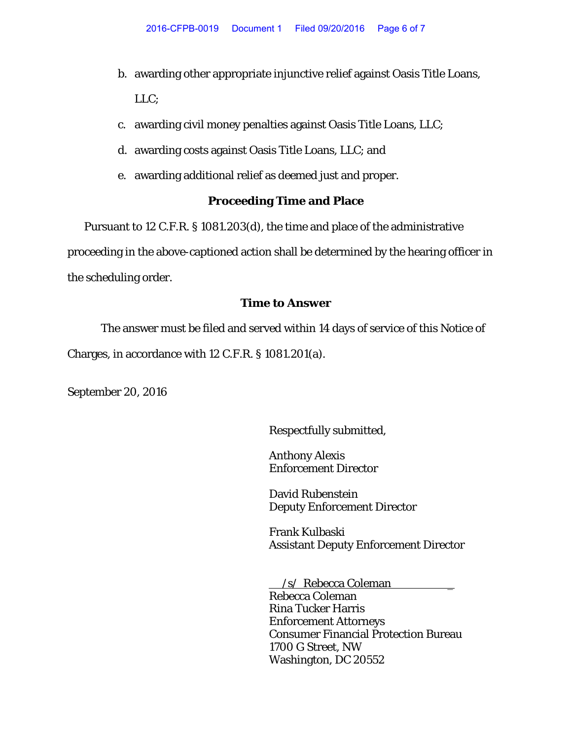b. awarding other appropriate injunctive relief against Oasis Title Loans, LLC;

c. awarding civil money penalties against Oasis Title Loans, LLC;

d. awarding costs against Oasis Title Loans, LLC; and

e. awarding additional relief as deemed just and proper.

**Proceeding Time and Place**

Pursuant to 12 C.F.R. § 1081.203(d), the time and place of the administrative proceeding in the above-captioned action shall be determined by the hearing officer in the scheduling order.

**Time to Answer**

The answer must be filed and served within 14 days of service of this Notice of Charges, in accordance with 12 C.F.R. § 1081.201(a).

September 20, 2016

Respectfully submitted,

Anthony Alexis
Enforcement Director

David Rubenstein
Deputy Enforcement Director

Frank Kulbaski
Assistant Deputy Enforcement Director

/s/ Rebecca Coleman
Rebecca Coleman
Rina Tucker Harris
Enforcement Attorneys
Consumer Financial Protection Bureau
1700 G Street, NW
Washington, DC 20552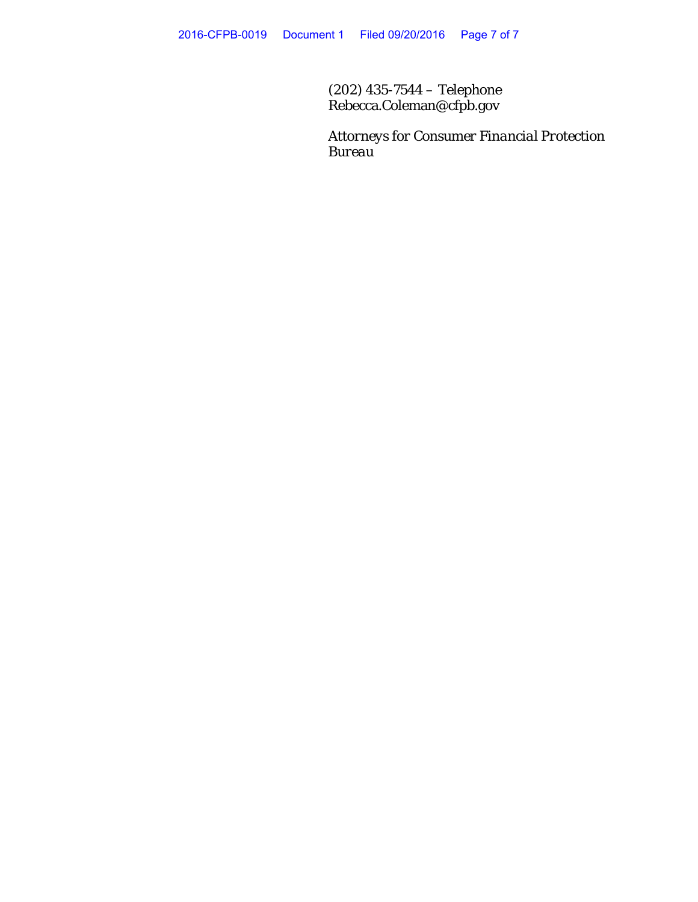(202) 435-7544 – Telephone
Rebecca.Coleman@cfpb.gov

*Attorneys for Consumer Financial Protection Bureau*